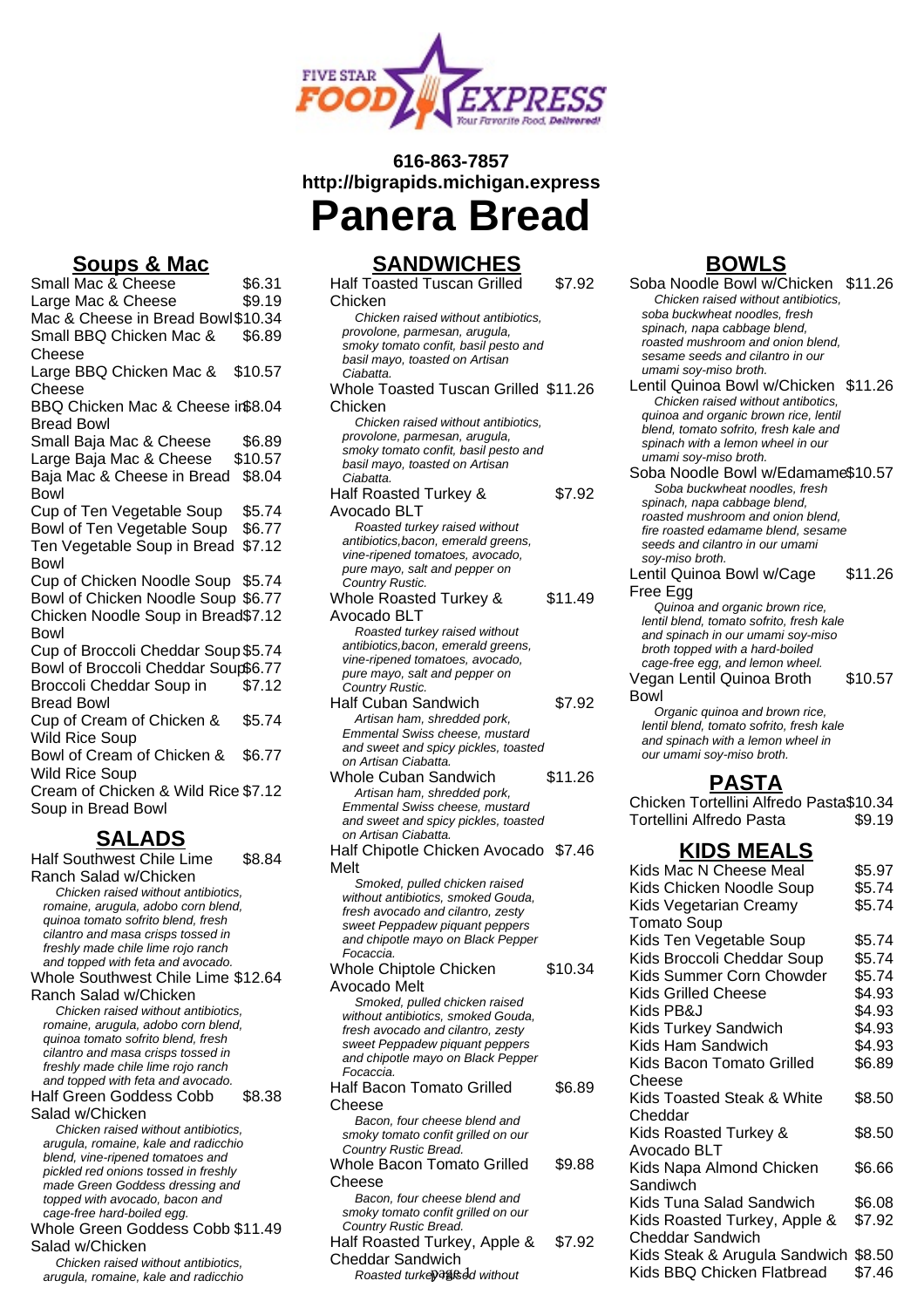616-863-7857
http://bigrapids.michigan.express

# Panera Bread

## Soups & Mac

Small Mac & Cheese $6.31
Large Mac & Cheese $9.19
Mac & Cheese in Bread Bowl $10.34
Small BBQ Chicken Mac & Cheese $6.89
Large BBQ Chicken Mac & Cheese $10.57
BBQ Chicken Mac & Cheese in Bread Bowl $8.04
Small Baja Mac & Cheese $6.89
Large Baja Mac & Cheese $10.57
Baja Mac & Cheese in Bread Bowl $8.04
Cup of Ten Vegetable Soup $5.74
Bowl of Ten Vegetable Soup $6.77
Ten Vegetable Soup in Bread Bowl $7.12
Cup of Chicken Noodle Soup $5.74
Bowl of Chicken Noodle Soup $6.77
Chicken Noodle Soup in Bread Bowl $7.12
Cup of Broccoli Cheddar Soup $5.74
Bowl of Broccoli Cheddar Soup $6.77
Broccoli Cheddar Soup in Bread Bowl $7.12
Cup of Cream of Chicken & Wild Rice Soup $5.74
Bowl of Cream of Chicken & Wild Rice Soup $6.77
Cream of Chicken & Wild Rice Soup in Bread Bowl $7.12

## SALADS

Half Southwest Chile Lime Ranch Salad w/Chicken $8.84
*Chicken raised without antibiotics, romaine, arugula, adobo corn blend, quinoa tomato sofrito blend, fresh cilantro and masa crisps tossed in freshly made chile lime rojo ranch and topped with feta and avocado.*

Whole Southwest Chile Lime Ranch Salad w/Chicken $12.64
*Chicken raised without antibiotics, romaine, arugula, adobo corn blend, quinoa tomato sofrito blend, fresh cilantro and masa crisps tossed in freshly made chile lime rojo ranch and topped with feta and avocado.*

Half Green Goddess Cobb Salad w/Chicken $8.38
*Chicken raised without antibiotics, arugula, romaine, kale and radicchio blend, vine-ripened tomatoes and pickled red onions tossed in freshly made Green Goddess dressing and topped with avocado, bacon and cage-free hard-boiled egg.*

Whole Green Goddess Cobb Salad w/Chicken $11.49
*Chicken raised without antibiotics, arugula, romaine, kale and radicchio*

## SANDWICHES

Half Toasted Tuscan Grilled Chicken $7.92
*Chicken raised without antibiotics, provolone, parmesan, arugula, smoky tomato confit, basil pesto and basil mayo, toasted on Artisan Ciabatta.*

Whole Toasted Tuscan Grilled Chicken $11.26
*Chicken raised without antibiotics, provolone, parmesan, arugula, smoky tomato confit, basil pesto and basil mayo, toasted on Artisan Ciabatta.*

Half Roasted Turkey & Avocado BLT $7.92
*Roasted turkey raised without antibiotics,bacon, emerald greens, vine-ripened tomatoes, avocado, pure mayo, salt and pepper on Country Rustic.*

Whole Roasted Turkey & Avocado BLT $11.49
*Roasted turkey raised without antibiotics,bacon, emerald greens, vine-ripened tomatoes, avocado, pure mayo, salt and pepper on Country Rustic.*

Half Cuban Sandwich $7.92
*Artisan ham, shredded pork, Emmental Swiss cheese, mustard and sweet and spicy pickles, toasted on Artisan Ciabatta.*

Whole Cuban Sandwich $11.26
*Artisan ham, shredded pork, Emmental Swiss cheese, mustard and sweet and spicy pickles, toasted on Artisan Ciabatta.*

Half Chipotle Chicken Avocado Melt $7.46
*Smoked, pulled chicken raised without antibiotics, smoked Gouda, fresh avocado and cilantro, zesty sweet Peppadew piquant peppers and chipotle mayo on Black Pepper Focaccia.*

Whole Chiptole Chicken Avocado Melt $10.34
*Smoked, pulled chicken raised without antibiotics, smoked Gouda, fresh avocado and cilantro, zesty sweet Peppadew piquant peppers and chipotle mayo on Black Pepper Focaccia.*

Half Bacon Tomato Grilled Cheese $6.89
*Bacon, four cheese blend and smoky tomato confit grilled on our Country Rustic Bread.*

Whole Bacon Tomato Grilled Cheese $9.88
*Bacon, four cheese blend and smoky tomato confit grilled on our Country Rustic Bread.*

Half Roasted Turkey, Apple & Cheddar Sandwich $7.92
*Roasted turkey raised without*

## BOWLS

Soba Noodle Bowl w/Chicken $11.26
*Chicken raised without antibiotics, soba buckwheat noodles, fresh spinach, napa cabbage blend, roasted mushroom and onion blend, sesame seeds and cilantro in our umami soy-miso broth.*

Lentil Quinoa Bowl w/Chicken $11.26
*Chicken raised without antibotics, quinoa and organic brown rice, lentil blend, tomato sofrito, fresh kale and spinach with a lemon wheel in our umami soy-miso broth.*

Soba Noodle Bowl w/Edamame $10.57
*Soba buckwheat noodles, fresh spinach, napa cabbage blend, roasted mushroom and onion blend, fire roasted edamame blend, sesame seeds and cilantro in our umami soy-miso broth.*

Lentil Quinoa Bowl w/Cage Free Egg $11.26
*Quinoa and organic brown rice, lentil blend, tomato sofrito, fresh kale and spinach in our umami soy-miso broth topped with a hard-boiled cage-free egg, and lemon wheel.*

Vegan Lentil Quinoa Broth Bowl $10.57
*Organic quinoa and brown rice, lentil blend, tomato sofrito, fresh kale and spinach with a lemon wheel in our umami soy-miso broth.*

## PASTA

Chicken Tortellini Alfredo Pasta $10.34
Tortellini Alfredo Pasta $9.19

## KIDS MEALS

Kids Mac N Cheese Meal $5.97
Kids Chicken Noodle Soup $5.74
Kids Vegetarian Creamy Tomato Soup $5.74
Kids Ten Vegetable Soup $5.74
Kids Broccoli Cheddar Soup $5.74
Kids Summer Corn Chowder $5.74
Kids Grilled Cheese $4.93
Kids PB&J $4.93
Kids Turkey Sandwich $4.93
Kids Ham Sandwich $4.93
Kids Bacon Tomato Grilled Cheese $6.89
Kids Toasted Steak & White Cheddar $8.50
Kids Roasted Turkey & Avocado BLT $8.50
Kids Napa Almond Chicken Sandiwch $6.66
Kids Tuna Salad Sandwich $6.08
Kids Roasted Turkey, Apple & Cheddar Sandwich $7.92
Kids Steak & Arugula Sandwich $8.50
Kids BBQ Chicken Flatbread $7.46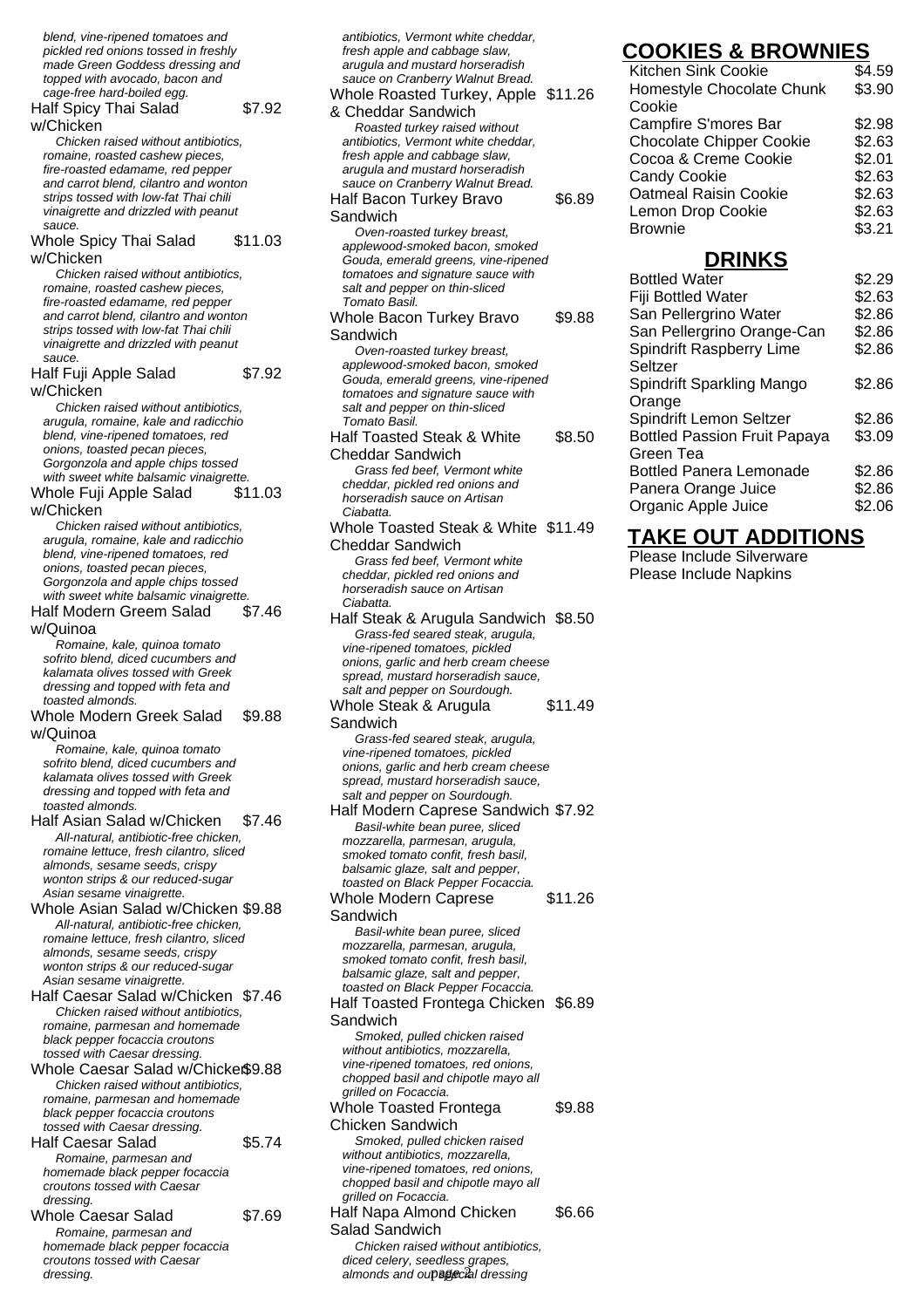blend, vine-ripened tomatoes and pickled red onions tossed in freshly made Green Goddess dressing and topped with avocado, bacon and cage-free hard-boiled egg.

Half Spicy Thai Salad w/Chicken $7.92
*Chicken raised without antibiotics, romaine, roasted cashew pieces, fire-roasted edamame, red pepper and carrot blend, cilantro and wonton strips tossed with low-fat Thai chili vinaigrette and drizzled with peanut sauce.*

Whole Spicy Thai Salad w/Chicken $11.03
*Chicken raised without antibiotics, romaine, roasted cashew pieces, fire-roasted edamame, red pepper and carrot blend, cilantro and wonton strips tossed with low-fat Thai chili vinaigrette and drizzled with peanut sauce.*

Half Fuji Apple Salad w/Chicken $7.92
*Chicken raised without antibiotics, arugula, romaine, kale and radicchio blend, vine-ripened tomatoes, red onions, toasted pecan pieces, Gorgonzola and apple chips tossed with sweet white balsamic vinaigrette.*

Whole Fuji Apple Salad w/Chicken $11.03
*Chicken raised without antibiotics, arugula, romaine, kale and radicchio blend, vine-ripened tomatoes, red onions, toasted pecan pieces, Gorgonzola and apple chips tossed with sweet white balsamic vinaigrette.*

Half Modern Greem Salad w/Quinoa $7.46
*Romaine, kale, quinoa tomato sofrito blend, diced cucumbers and kalamata olives tossed with Greek dressing and topped with feta and toasted almonds.*

Whole Modern Greek Salad w/Quinoa $9.88
*Romaine, kale, quinoa tomato sofrito blend, diced cucumbers and kalamata olives tossed with Greek dressing and topped with feta and toasted almonds.*

Half Asian Salad w/Chicken $7.46
*All-natural, antibiotic-free chicken, romaine lettuce, fresh cilantro, sliced almonds, sesame seeds, crispy wonton strips & our reduced-sugar Asian sesame vinaigrette.*

Whole Asian Salad w/Chicken $9.88
*All-natural, antibiotic-free chicken, romaine lettuce, fresh cilantro, sliced almonds, sesame seeds, crispy wonton strips & our reduced-sugar Asian sesame vinaigrette.*

Half Caesar Salad w/Chicken $7.46
*Chicken raised without antibiotics, romaine, parmesan and homemade black pepper focaccia croutons tossed with Caesar dressing.*

Whole Caesar Salad w/Chicken $9.88
*Chicken raised without antibiotics, romaine, parmesan and homemade black pepper focaccia croutons tossed with Caesar dressing.*

Half Caesar Salad $5.74
*Romaine, parmesan and homemade black pepper focaccia croutons tossed with Caesar dressing.*

Whole Caesar Salad $7.69
*Romaine, parmesan and homemade black pepper focaccia croutons tossed with Caesar dressing.*

*antibiotics, Vermont white cheddar, fresh apple and cabbage slaw, arugula and mustard horseradish sauce on Cranberry Walnut Bread.*

Whole Roasted Turkey, Apple & Cheddar Sandwich $11.26
*Roasted turkey raised without antibiotics, Vermont white cheddar, fresh apple and cabbage slaw, arugula and mustard horseradish sauce on Cranberry Walnut Bread.*

Half Bacon Turkey Bravo Sandwich $6.89
*Oven-roasted turkey breast, applewood-smoked bacon, smoked Gouda, emerald greens, vine-ripened tomatoes and signature sauce with salt and pepper on thin-sliced Tomato Basil.*

Whole Bacon Turkey Bravo Sandwich $9.88
*Oven-roasted turkey breast, applewood-smoked bacon, smoked Gouda, emerald greens, vine-ripened tomatoes and signature sauce with salt and pepper on thin-sliced Tomato Basil.*

Half Toasted Steak & White Cheddar Sandwich $8.50
*Grass fed beef, Vermont white cheddar, pickled red onions and horseradish sauce on Artisan Ciabatta.*

Whole Toasted Steak & White Cheddar Sandwich $11.49
*Grass fed beef, Vermont white cheddar, pickled red onions and horseradish sauce on Artisan Ciabatta.*

Half Steak & Arugula Sandwich $8.50
*Grass-fed seared steak, arugula, vine-ripened tomatoes, pickled onions, garlic and herb cream cheese spread, mustard horseradish sauce, salt and pepper on Sourdough.*

Whole Steak & Arugula Sandwich $11.49
*Grass-fed seared steak, arugula, vine-ripened tomatoes, pickled onions, garlic and herb cream cheese spread, mustard horseradish sauce, salt and pepper on Sourdough.*

Half Modern Caprese Sandwich $7.92
*Basil-white bean puree, sliced mozzarella, parmesan, arugula, smoked tomato confit, fresh basil, balsamic glaze, salt and pepper, toasted on Black Pepper Focaccia.*

Whole Modern Caprese Sandwich $11.26
*Basil-white bean puree, sliced mozzarella, parmesan, arugula, smoked tomato confit, fresh basil, balsamic glaze, salt and pepper, toasted on Black Pepper Focaccia.*

Half Toasted Frontega Chicken Sandwich $6.89
*Smoked, pulled chicken raised without antibiotics, mozzarella, vine-ripened tomatoes, red onions, chopped basil and chipotle mayo all grilled on Focaccia.*

Whole Toasted Frontega Chicken Sandwich $9.88
*Smoked, pulled chicken raised without antibiotics, mozzarella, vine-ripened tomatoes, red onions, chopped basil and chipotle mayo all grilled on Focaccia.*

Half Napa Almond Chicken Salad Sandwich $6.66
*Chicken raised without antibiotics, diced celery, seedless grapes, almonds and our special dressing*

## COOKIES & BROWNIES

| Item | Price |
|---|---|
| Kitchen Sink Cookie | $4.59 |
| Homestyle Chocolate Chunk Cookie | $3.90 |
| Campfire S'mores Bar | $2.98 |
| Chocolate Chipper Cookie | $2.63 |
| Cocoa & Creme Cookie | $2.01 |
| Candy Cookie | $2.63 |
| Oatmeal Raisin Cookie | $2.63 |
| Lemon Drop Cookie | $2.63 |
| Brownie | $3.21 |

## DRINKS

| Item | Price |
|---|---|
| Bottled Water | $2.29 |
| Fiji Bottled Water | $2.63 |
| San Pellergrino Water | $2.86 |
| San Pellergrino Orange-Can | $2.86 |
| Spindrift Raspberry Lime Seltzer | $2.86 |
| Spindrift Sparkling Mango Orange | $2.86 |
| Spindrift Lemon Seltzer | $2.86 |
| Bottled Passion Fruit Papaya Green Tea | $3.09 |
| Bottled Panera Lemonade | $2.86 |
| Panera Orange Juice | $2.86 |
| Organic Apple Juice | $2.06 |

## TAKE OUT ADDITIONS

Please Include Silverware
Please Include Napkins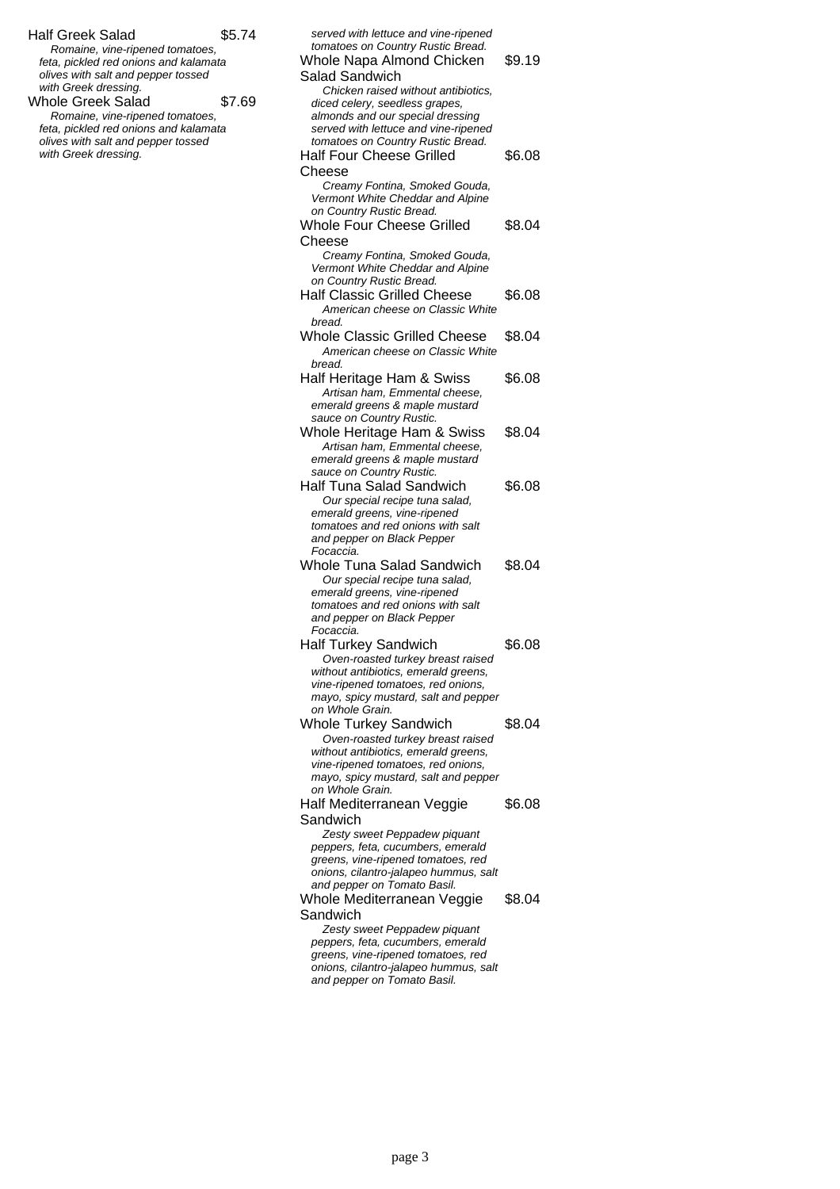Half Greek Salad $5.74

*Romaine, vine-ripened tomatoes, feta, pickled red onions and kalamata olives with salt and pepper tossed with Greek dressing.*

Whole Greek Salad $7.69

*Romaine, vine-ripened tomatoes, feta, pickled red onions and kalamata olives with salt and pepper tossed with Greek dressing.*

*served with lettuce and vine-ripened tomatoes on Country Rustic Bread.*

Whole Napa Almond Chicken Salad Sandwich $9.19

*Chicken raised without antibiotics, diced celery, seedless grapes, almonds and our special dressing served with lettuce and vine-ripened tomatoes on Country Rustic Bread.*

Half Four Cheese Grilled Cheese $6.08

*Creamy Fontina, Smoked Gouda, Vermont White Cheddar and Alpine on Country Rustic Bread.*

Whole Four Cheese Grilled Cheese $8.04

*Creamy Fontina, Smoked Gouda, Vermont White Cheddar and Alpine on Country Rustic Bread.*

Half Classic Grilled Cheese $6.08

*American cheese on Classic White bread.*

Whole Classic Grilled Cheese $8.04

*American cheese on Classic White bread.*

Half Heritage Ham & Swiss $6.08

*Artisan ham, Emmental cheese, emerald greens & maple mustard sauce on Country Rustic.*

Whole Heritage Ham & Swiss $8.04

*Artisan ham, Emmental cheese, emerald greens & maple mustard sauce on Country Rustic.*

Half Tuna Salad Sandwich $6.08

*Our special recipe tuna salad, emerald greens, vine-ripened tomatoes and red onions with salt and pepper on Black Pepper Focaccia.*

Whole Tuna Salad Sandwich $8.04

*Our special recipe tuna salad, emerald greens, vine-ripened tomatoes and red onions with salt and pepper on Black Pepper Focaccia.*

Half Turkey Sandwich $6.08

*Oven-roasted turkey breast raised without antibiotics, emerald greens, vine-ripened tomatoes, red onions, mayo, spicy mustard, salt and pepper on Whole Grain.*

Whole Turkey Sandwich $8.04

*Oven-roasted turkey breast raised without antibiotics, emerald greens, vine-ripened tomatoes, red onions, mayo, spicy mustard, salt and pepper on Whole Grain.*

Half Mediterranean Veggie Sandwich $6.08

*Zesty sweet Peppadew piquant peppers, feta, cucumbers, emerald greens, vine-ripened tomatoes, red onions, cilantro-jalapeo hummus, salt and pepper on Tomato Basil.*

Whole Mediterranean Veggie Sandwich $8.04

*Zesty sweet Peppadew piquant peppers, feta, cucumbers, emerald greens, vine-ripened tomatoes, red onions, cilantro-jalapeo hummus, salt and pepper on Tomato Basil.*